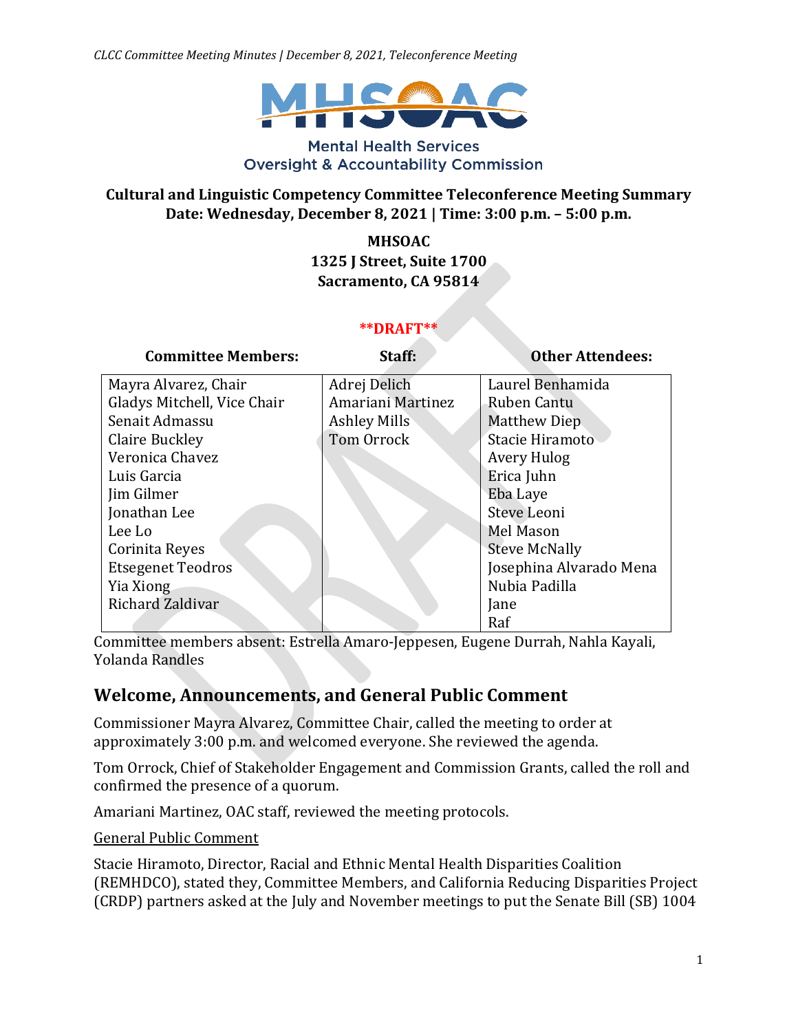Mental Health Services Oversight & Accountability Commission

**Cultural and Linguistic Competency Committee Teleconference Meeting Summary**
**Date: Wednesday, December 8, 2021 | Time: 3:00 p.m. – 5:00 p.m.**

**MHSOAC**
**1325 J Street, Suite 1700**
**Sacramento, CA 95814**

****DRAFT****

| Committee Members: | Staff: | Other Attendees: |
|---|---|---|
| Mayra Alvarez, Chair | Adrej Delich | Laurel Benhamida |
| Gladys Mitchell, Vice Chair | Amariani Martinez | Ruben Cantu |
| Senait Admassu | Ashley Mills | Matthew Diep |
| Claire Buckley | Tom Orrock | Stacie Hiramoto |
| Veronica Chavez | | Avery Hulog |
| Luis Garcia | | Erica Juhn |
| Jim Gilmer | | Eba Laye |
| Jonathan Lee | | Steve Leoni |
| Lee Lo | | Mel Mason |
| Corinita Reyes | | Steve McNally |
| Etsegenet Teodros | | Josephina Alvarado Mena |
| Yia Xiong | | Nubia Padilla |
| Richard Zaldivar | | Jane |
| | | Raf |

Committee members absent: Estrella Amaro-Jeppesen, Eugene Durrah, Nahla Kayali, Yolanda Randles

## Welcome, Announcements, and General Public Comment

Commissioner Mayra Alvarez, Committee Chair, called the meeting to order at approximately 3:00 p.m. and welcomed everyone. She reviewed the agenda.

Tom Orrock, Chief of Stakeholder Engagement and Commission Grants, called the roll and confirmed the presence of a quorum.

Amariani Martinez, OAC staff, reviewed the meeting protocols.

General Public Comment

Stacie Hiramoto, Director, Racial and Ethnic Mental Health Disparities Coalition (REMHDCO), stated they, Committee Members, and California Reducing Disparities Project (CRDP) partners asked at the July and November meetings to put the Senate Bill (SB) 1004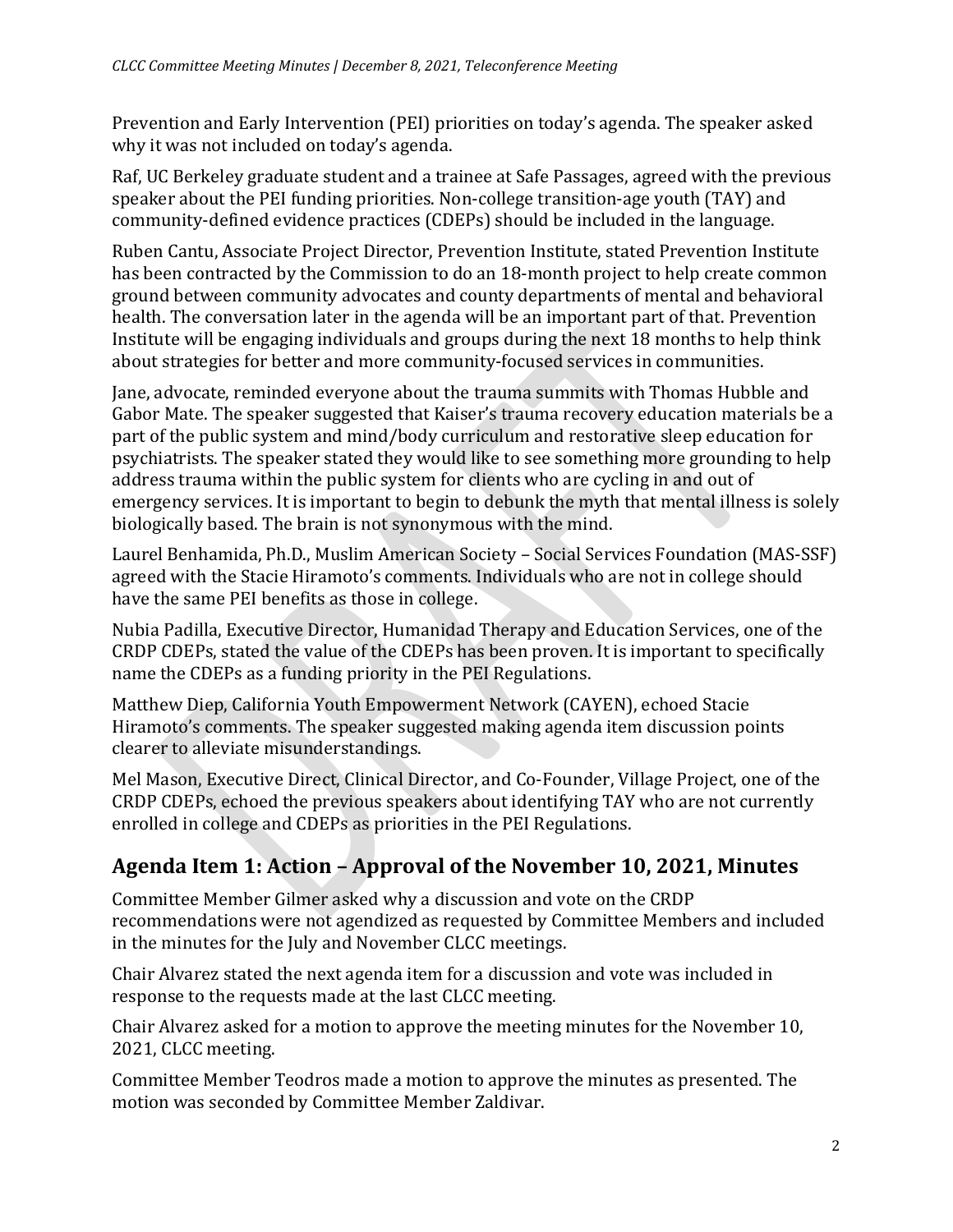Prevention and Early Intervention (PEI) priorities on today's agenda. The speaker asked why it was not included on today's agenda.

Raf, UC Berkeley graduate student and a trainee at Safe Passages, agreed with the previous speaker about the PEI funding priorities. Non-college transition-age youth (TAY) and community-defined evidence practices (CDEPs) should be included in the language.

Ruben Cantu, Associate Project Director, Prevention Institute, stated Prevention Institute has been contracted by the Commission to do an 18-month project to help create common ground between community advocates and county departments of mental and behavioral health. The conversation later in the agenda will be an important part of that. Prevention Institute will be engaging individuals and groups during the next 18 months to help think about strategies for better and more community-focused services in communities.

Jane, advocate, reminded everyone about the trauma summits with Thomas Hubble and Gabor Mate. The speaker suggested that Kaiser's trauma recovery education materials be a part of the public system and mind/body curriculum and restorative sleep education for psychiatrists. The speaker stated they would like to see something more grounding to help address trauma within the public system for clients who are cycling in and out of emergency services. It is important to begin to debunk the myth that mental illness is solely biologically based. The brain is not synonymous with the mind.

Laurel Benhamida, Ph.D., Muslim American Society – Social Services Foundation (MAS-SSF) agreed with the Stacie Hiramoto's comments. Individuals who are not in college should have the same PEI benefits as those in college.

Nubia Padilla, Executive Director, Humanidad Therapy and Education Services, one of the CRDP CDEPs, stated the value of the CDEPs has been proven. It is important to specifically name the CDEPs as a funding priority in the PEI Regulations.

Matthew Diep, California Youth Empowerment Network (CAYEN), echoed Stacie Hiramoto's comments. The speaker suggested making agenda item discussion points clearer to alleviate misunderstandings.

Mel Mason, Executive Direct, Clinical Director, and Co-Founder, Village Project, one of the CRDP CDEPs, echoed the previous speakers about identifying TAY who are not currently enrolled in college and CDEPs as priorities in the PEI Regulations.

## Agenda Item 1: Action – Approval of the November 10, 2021, Minutes

Committee Member Gilmer asked why a discussion and vote on the CRDP recommendations were not agendized as requested by Committee Members and included in the minutes for the July and November CLCC meetings.

Chair Alvarez stated the next agenda item for a discussion and vote was included in response to the requests made at the last CLCC meeting.

Chair Alvarez asked for a motion to approve the meeting minutes for the November 10, 2021, CLCC meeting.

Committee Member Teodros made a motion to approve the minutes as presented. The motion was seconded by Committee Member Zaldivar.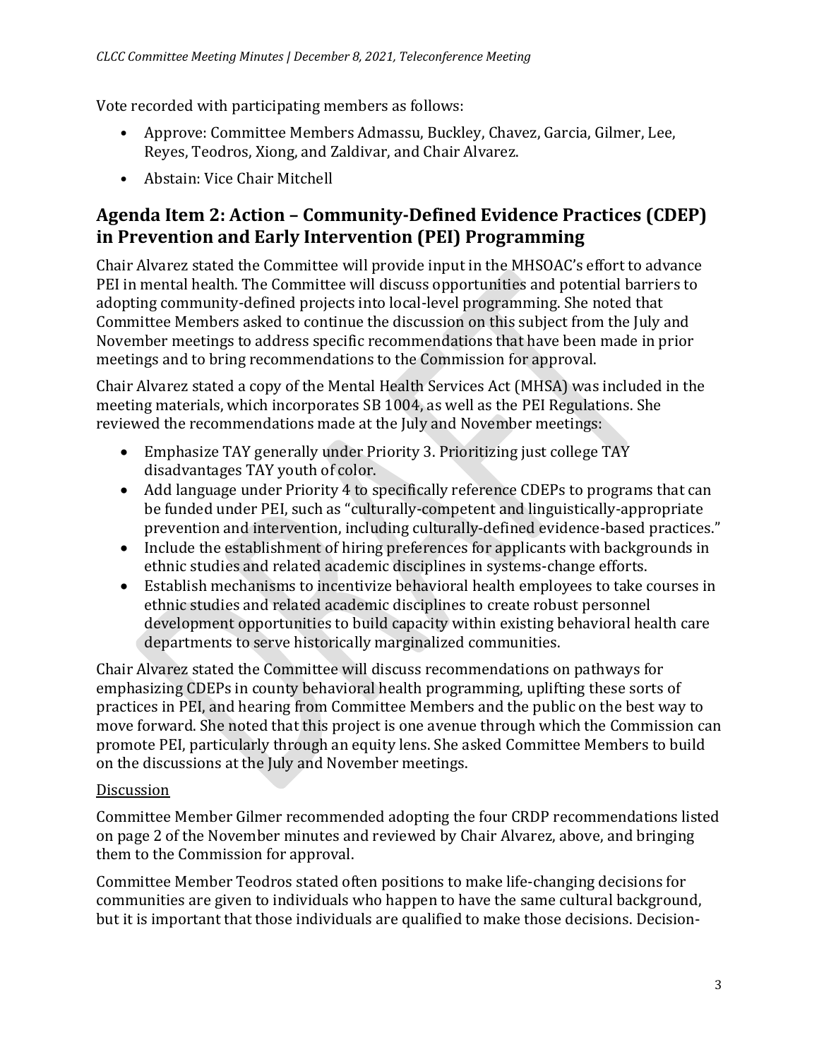Vote recorded with participating members as follows:

- Approve: Committee Members Admassu, Buckley, Chavez, Garcia, Gilmer, Lee, Reyes, Teodros, Xiong, and Zaldivar, and Chair Alvarez.
- Abstain: Vice Chair Mitchell

## Agenda Item 2: Action – Community-Defined Evidence Practices (CDEP) in Prevention and Early Intervention (PEI) Programming

Chair Alvarez stated the Committee will provide input in the MHSOAC's effort to advance PEI in mental health. The Committee will discuss opportunities and potential barriers to adopting community-defined projects into local-level programming. She noted that Committee Members asked to continue the discussion on this subject from the July and November meetings to address specific recommendations that have been made in prior meetings and to bring recommendations to the Commission for approval.

Chair Alvarez stated a copy of the Mental Health Services Act (MHSA) was included in the meeting materials, which incorporates SB 1004, as well as the PEI Regulations. She reviewed the recommendations made at the July and November meetings:

- Emphasize TAY generally under Priority 3. Prioritizing just college TAY disadvantages TAY youth of color.
- Add language under Priority 4 to specifically reference CDEPs to programs that can be funded under PEI, such as "culturally-competent and linguistically-appropriate prevention and intervention, including culturally-defined evidence-based practices."
- Include the establishment of hiring preferences for applicants with backgrounds in ethnic studies and related academic disciplines in systems-change efforts.
- Establish mechanisms to incentivize behavioral health employees to take courses in ethnic studies and related academic disciplines to create robust personnel development opportunities to build capacity within existing behavioral health care departments to serve historically marginalized communities.

Chair Alvarez stated the Committee will discuss recommendations on pathways for emphasizing CDEPs in county behavioral health programming, uplifting these sorts of practices in PEI, and hearing from Committee Members and the public on the best way to move forward. She noted that this project is one avenue through which the Commission can promote PEI, particularly through an equity lens. She asked Committee Members to build on the discussions at the July and November meetings.

Discussion

Committee Member Gilmer recommended adopting the four CRDP recommendations listed on page 2 of the November minutes and reviewed by Chair Alvarez, above, and bringing them to the Commission for approval.

Committee Member Teodros stated often positions to make life-changing decisions for communities are given to individuals who happen to have the same cultural background, but it is important that those individuals are qualified to make those decisions. Decision-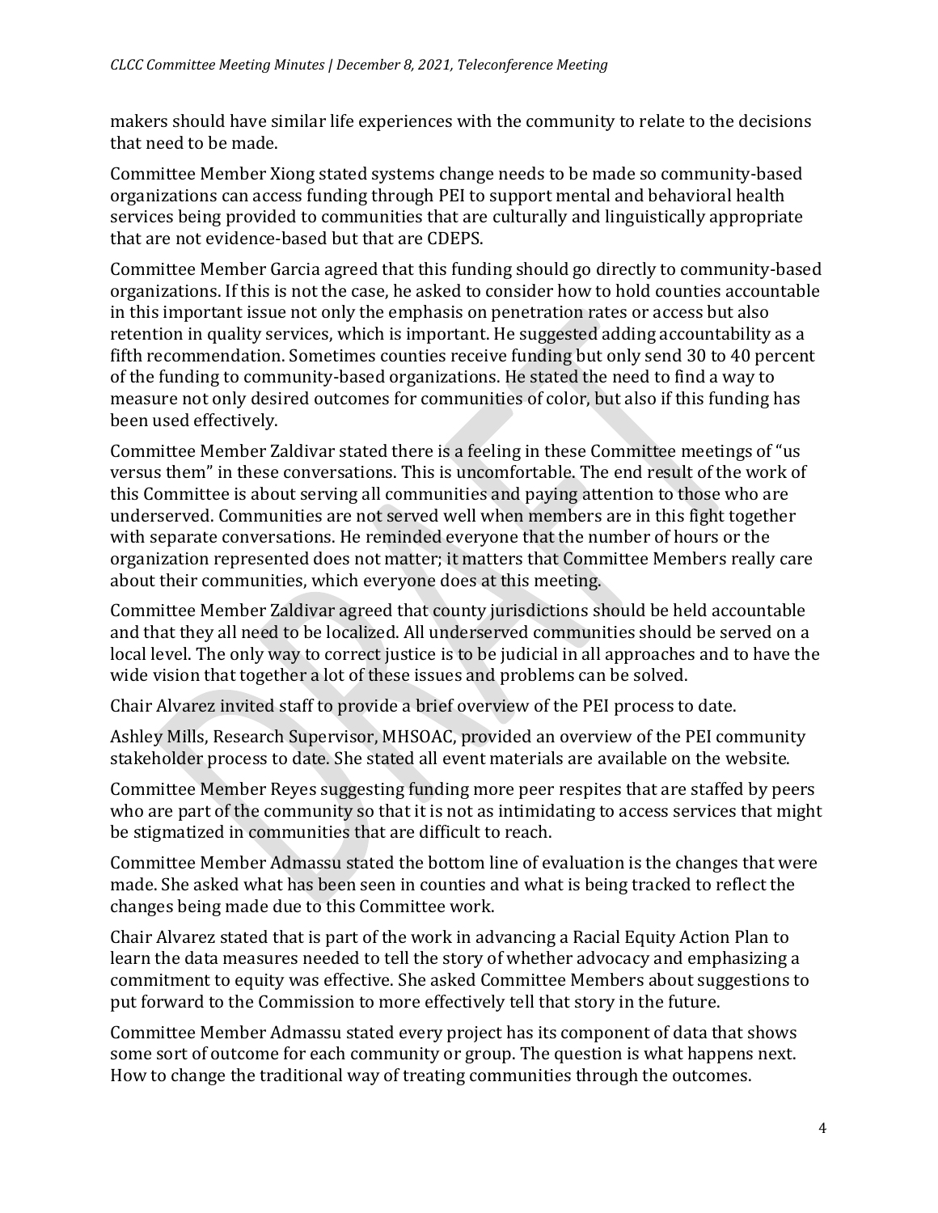makers should have similar life experiences with the community to relate to the decisions that need to be made.

Committee Member Xiong stated systems change needs to be made so community-based organizations can access funding through PEI to support mental and behavioral health services being provided to communities that are culturally and linguistically appropriate that are not evidence-based but that are CDEPS.

Committee Member Garcia agreed that this funding should go directly to community-based organizations. If this is not the case, he asked to consider how to hold counties accountable in this important issue not only the emphasis on penetration rates or access but also retention in quality services, which is important. He suggested adding accountability as a fifth recommendation. Sometimes counties receive funding but only send 30 to 40 percent of the funding to community-based organizations. He stated the need to find a way to measure not only desired outcomes for communities of color, but also if this funding has been used effectively.

Committee Member Zaldivar stated there is a feeling in these Committee meetings of "us versus them" in these conversations. This is uncomfortable. The end result of the work of this Committee is about serving all communities and paying attention to those who are underserved. Communities are not served well when members are in this fight together with separate conversations. He reminded everyone that the number of hours or the organization represented does not matter; it matters that Committee Members really care about their communities, which everyone does at this meeting.

Committee Member Zaldivar agreed that county jurisdictions should be held accountable and that they all need to be localized. All underserved communities should be served on a local level. The only way to correct justice is to be judicial in all approaches and to have the wide vision that together a lot of these issues and problems can be solved.

Chair Alvarez invited staff to provide a brief overview of the PEI process to date.

Ashley Mills, Research Supervisor, MHSOAC, provided an overview of the PEI community stakeholder process to date. She stated all event materials are available on the website.

Committee Member Reyes suggesting funding more peer respites that are staffed by peers who are part of the community so that it is not as intimidating to access services that might be stigmatized in communities that are difficult to reach.

Committee Member Admassu stated the bottom line of evaluation is the changes that were made. She asked what has been seen in counties and what is being tracked to reflect the changes being made due to this Committee work.

Chair Alvarez stated that is part of the work in advancing a Racial Equity Action Plan to learn the data measures needed to tell the story of whether advocacy and emphasizing a commitment to equity was effective. She asked Committee Members about suggestions to put forward to the Commission to more effectively tell that story in the future.

Committee Member Admassu stated every project has its component of data that shows some sort of outcome for each community or group. The question is what happens next. How to change the traditional way of treating communities through the outcomes.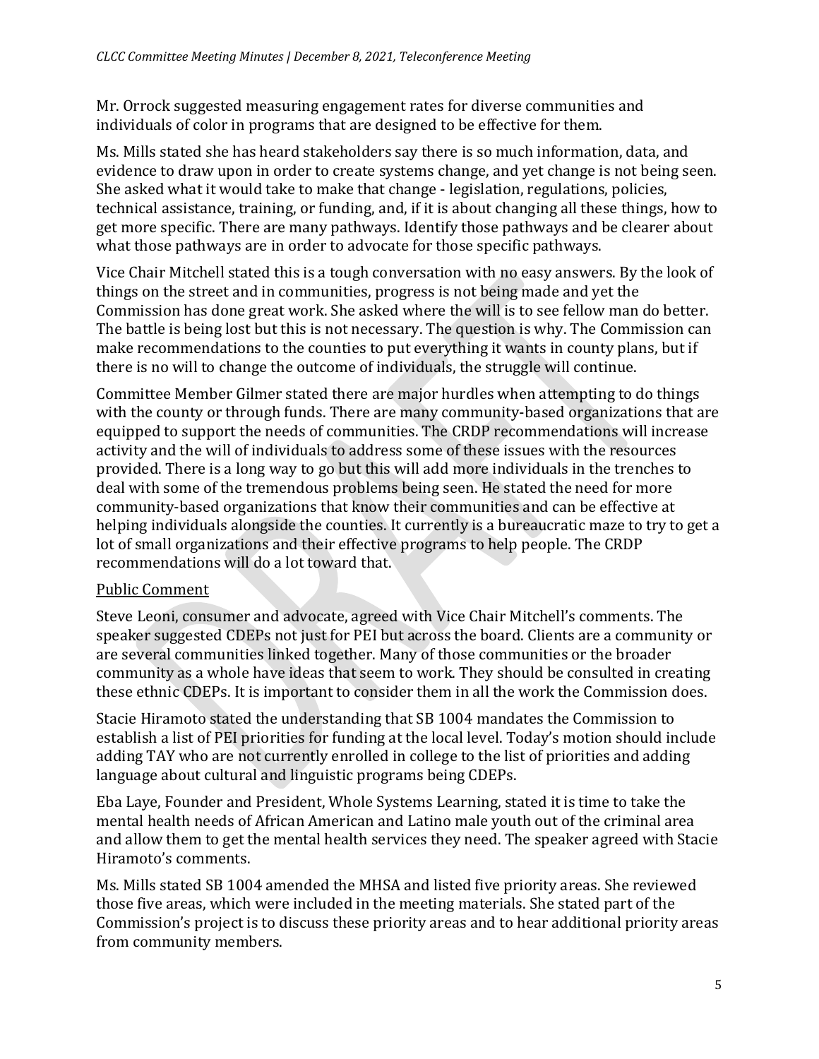Mr. Orrock suggested measuring engagement rates for diverse communities and individuals of color in programs that are designed to be effective for them.

Ms. Mills stated she has heard stakeholders say there is so much information, data, and evidence to draw upon in order to create systems change, and yet change is not being seen. She asked what it would take to make that change - legislation, regulations, policies, technical assistance, training, or funding, and, if it is about changing all these things, how to get more specific. There are many pathways. Identify those pathways and be clearer about what those pathways are in order to advocate for those specific pathways.

Vice Chair Mitchell stated this is a tough conversation with no easy answers. By the look of things on the street and in communities, progress is not being made and yet the Commission has done great work. She asked where the will is to see fellow man do better. The battle is being lost but this is not necessary. The question is why. The Commission can make recommendations to the counties to put everything it wants in county plans, but if there is no will to change the outcome of individuals, the struggle will continue.

Committee Member Gilmer stated there are major hurdles when attempting to do things with the county or through funds. There are many community-based organizations that are equipped to support the needs of communities. The CRDP recommendations will increase activity and the will of individuals to address some of these issues with the resources provided. There is a long way to go but this will add more individuals in the trenches to deal with some of the tremendous problems being seen. He stated the need for more community-based organizations that know their communities and can be effective at helping individuals alongside the counties. It currently is a bureaucratic maze to try to get a lot of small organizations and their effective programs to help people. The CRDP recommendations will do a lot toward that.

Public Comment

Steve Leoni, consumer and advocate, agreed with Vice Chair Mitchell's comments. The speaker suggested CDEPs not just for PEI but across the board. Clients are a community or are several communities linked together. Many of those communities or the broader community as a whole have ideas that seem to work. They should be consulted in creating these ethnic CDEPs. It is important to consider them in all the work the Commission does.

Stacie Hiramoto stated the understanding that SB 1004 mandates the Commission to establish a list of PEI priorities for funding at the local level. Today's motion should include adding TAY who are not currently enrolled in college to the list of priorities and adding language about cultural and linguistic programs being CDEPs.

Eba Laye, Founder and President, Whole Systems Learning, stated it is time to take the mental health needs of African American and Latino male youth out of the criminal area and allow them to get the mental health services they need. The speaker agreed with Stacie Hiramoto's comments.

Ms. Mills stated SB 1004 amended the MHSA and listed five priority areas. She reviewed those five areas, which were included in the meeting materials. She stated part of the Commission's project is to discuss these priority areas and to hear additional priority areas from community members.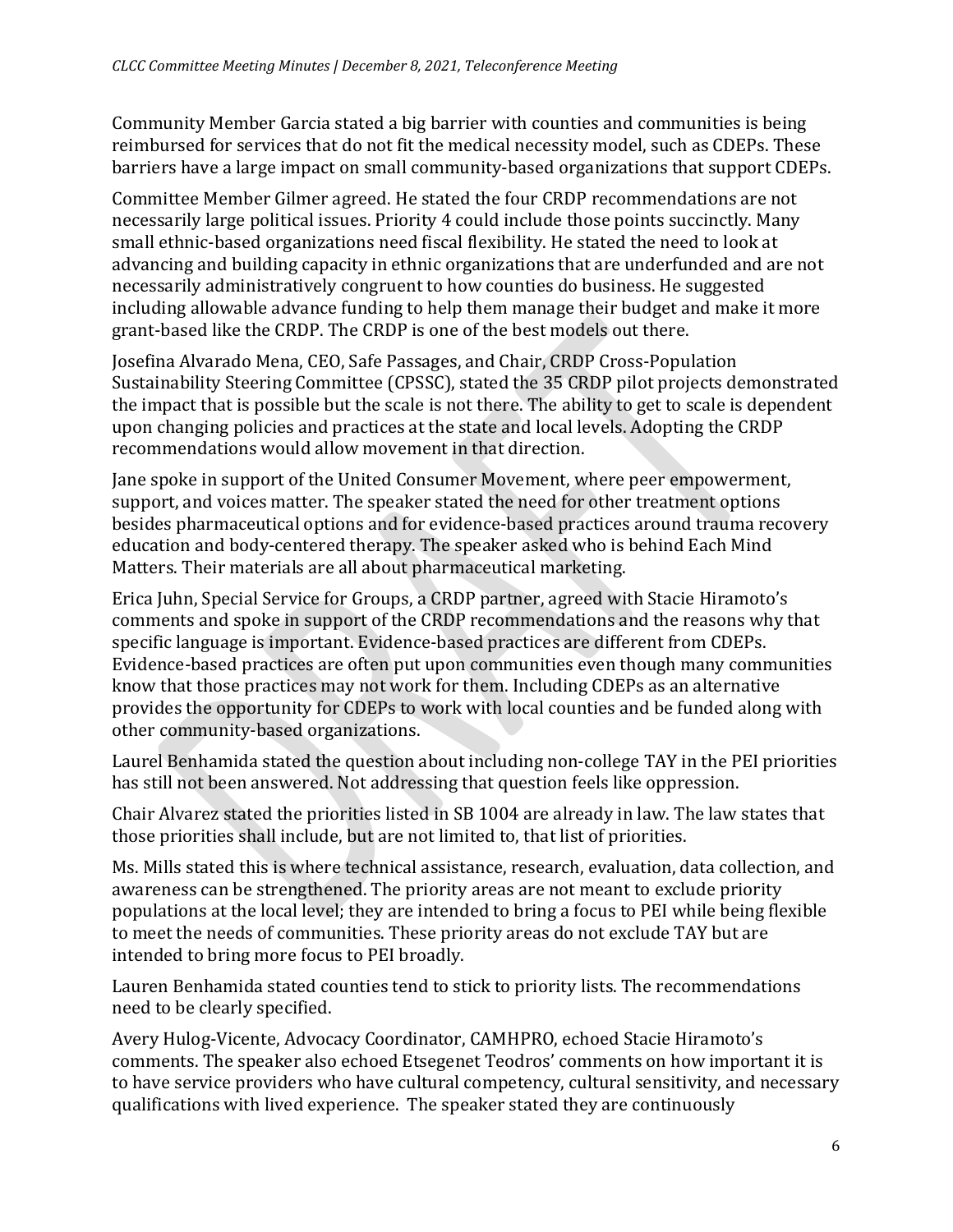Community Member Garcia stated a big barrier with counties and communities is being reimbursed for services that do not fit the medical necessity model, such as CDEPs. These barriers have a large impact on small community-based organizations that support CDEPs.

Committee Member Gilmer agreed. He stated the four CRDP recommendations are not necessarily large political issues. Priority 4 could include those points succinctly. Many small ethnic-based organizations need fiscal flexibility. He stated the need to look at advancing and building capacity in ethnic organizations that are underfunded and are not necessarily administratively congruent to how counties do business. He suggested including allowable advance funding to help them manage their budget and make it more grant-based like the CRDP. The CRDP is one of the best models out there.

Josefina Alvarado Mena, CEO, Safe Passages, and Chair, CRDP Cross-Population Sustainability Steering Committee (CPSSC), stated the 35 CRDP pilot projects demonstrated the impact that is possible but the scale is not there. The ability to get to scale is dependent upon changing policies and practices at the state and local levels. Adopting the CRDP recommendations would allow movement in that direction.

Jane spoke in support of the United Consumer Movement, where peer empowerment, support, and voices matter. The speaker stated the need for other treatment options besides pharmaceutical options and for evidence-based practices around trauma recovery education and body-centered therapy. The speaker asked who is behind Each Mind Matters. Their materials are all about pharmaceutical marketing.

Erica Juhn, Special Service for Groups, a CRDP partner, agreed with Stacie Hiramoto's comments and spoke in support of the CRDP recommendations and the reasons why that specific language is important. Evidence-based practices are different from CDEPs. Evidence-based practices are often put upon communities even though many communities know that those practices may not work for them. Including CDEPs as an alternative provides the opportunity for CDEPs to work with local counties and be funded along with other community-based organizations.

Laurel Benhamida stated the question about including non-college TAY in the PEI priorities has still not been answered. Not addressing that question feels like oppression.

Chair Alvarez stated the priorities listed in SB 1004 are already in law. The law states that those priorities shall include, but are not limited to, that list of priorities.

Ms. Mills stated this is where technical assistance, research, evaluation, data collection, and awareness can be strengthened. The priority areas are not meant to exclude priority populations at the local level; they are intended to bring a focus to PEI while being flexible to meet the needs of communities. These priority areas do not exclude TAY but are intended to bring more focus to PEI broadly.

Lauren Benhamida stated counties tend to stick to priority lists. The recommendations need to be clearly specified.

Avery Hulog-Vicente, Advocacy Coordinator, CAMHPRO, echoed Stacie Hiramoto's comments. The speaker also echoed Etsegenet Teodros' comments on how important it is to have service providers who have cultural competency, cultural sensitivity, and necessary qualifications with lived experience. The speaker stated they are continuously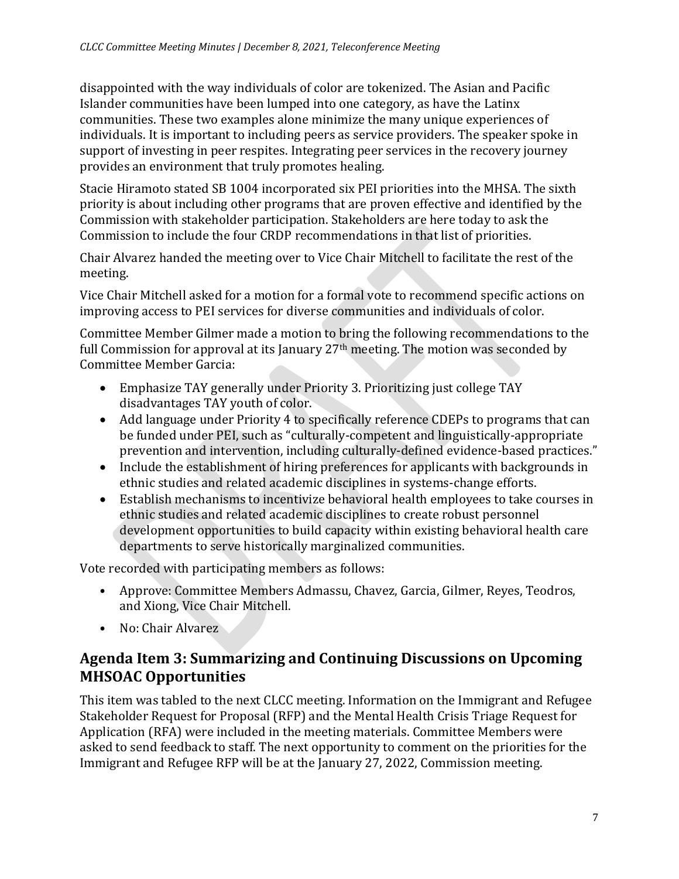disappointed with the way individuals of color are tokenized. The Asian and Pacific Islander communities have been lumped into one category, as have the Latinx communities. These two examples alone minimize the many unique experiences of individuals. It is important to including peers as service providers. The speaker spoke in support of investing in peer respites. Integrating peer services in the recovery journey provides an environment that truly promotes healing.

Stacie Hiramoto stated SB 1004 incorporated six PEI priorities into the MHSA. The sixth priority is about including other programs that are proven effective and identified by the Commission with stakeholder participation. Stakeholders are here today to ask the Commission to include the four CRDP recommendations in that list of priorities.

Chair Alvarez handed the meeting over to Vice Chair Mitchell to facilitate the rest of the meeting.

Vice Chair Mitchell asked for a motion for a formal vote to recommend specific actions on improving access to PEI services for diverse communities and individuals of color.

Committee Member Gilmer made a motion to bring the following recommendations to the full Commission for approval at its January 27th meeting. The motion was seconded by Committee Member Garcia:

- Emphasize TAY generally under Priority 3. Prioritizing just college TAY disadvantages TAY youth of color.
- Add language under Priority 4 to specifically reference CDEPs to programs that can be funded under PEI, such as "culturally-competent and linguistically-appropriate prevention and intervention, including culturally-defined evidence-based practices."
- Include the establishment of hiring preferences for applicants with backgrounds in ethnic studies and related academic disciplines in systems-change efforts.
- Establish mechanisms to incentivize behavioral health employees to take courses in ethnic studies and related academic disciplines to create robust personnel development opportunities to build capacity within existing behavioral health care departments to serve historically marginalized communities.

Vote recorded with participating members as follows:

- Approve: Committee Members Admassu, Chavez, Garcia, Gilmer, Reyes, Teodros, and Xiong, Vice Chair Mitchell.
- No: Chair Alvarez

## Agenda Item 3: Summarizing and Continuing Discussions on Upcoming MHSOAC Opportunities

This item was tabled to the next CLCC meeting. Information on the Immigrant and Refugee Stakeholder Request for Proposal (RFP) and the Mental Health Crisis Triage Request for Application (RFA) were included in the meeting materials. Committee Members were asked to send feedback to staff. The next opportunity to comment on the priorities for the Immigrant and Refugee RFP will be at the January 27, 2022, Commission meeting.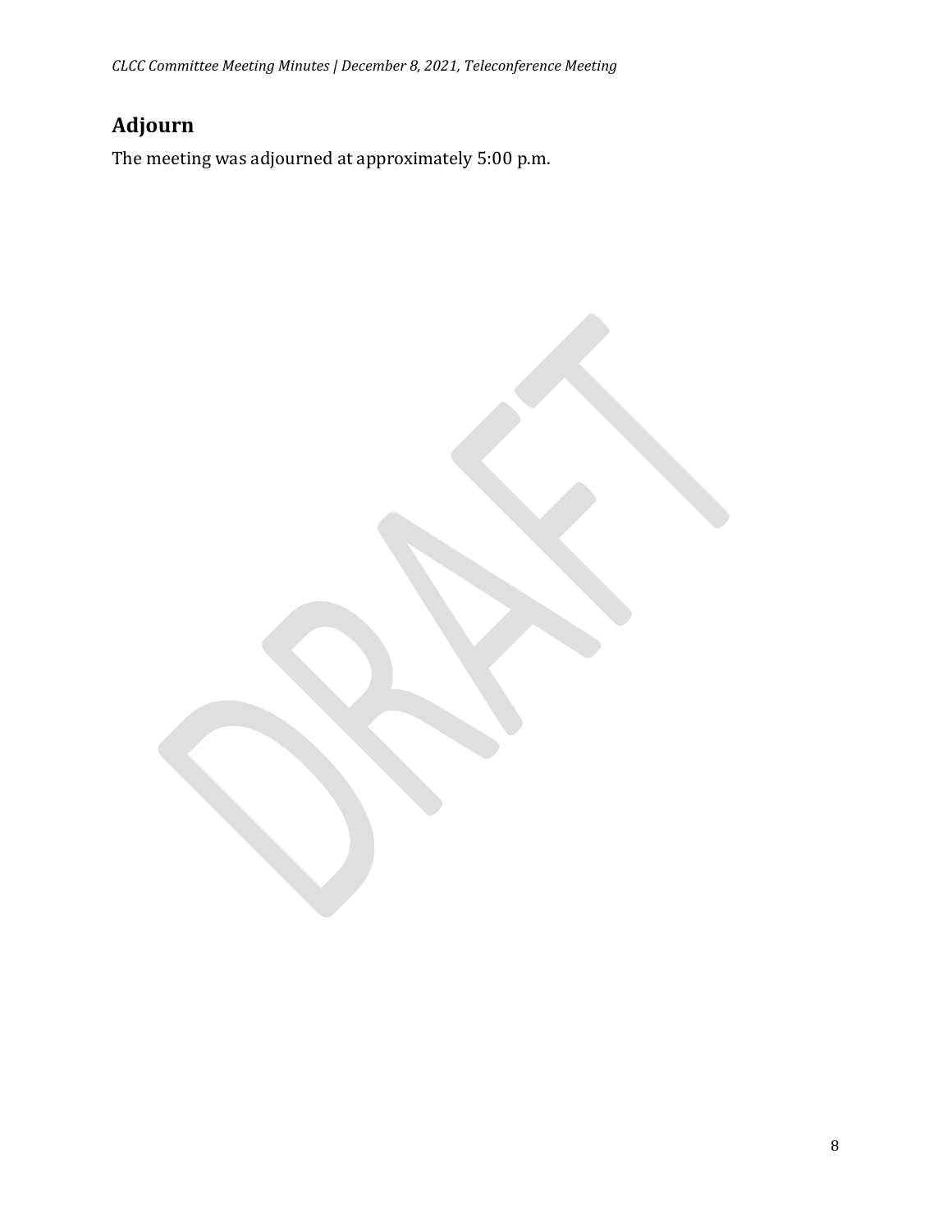## Adjourn

The meeting was adjourned at approximately 5:00 p.m.